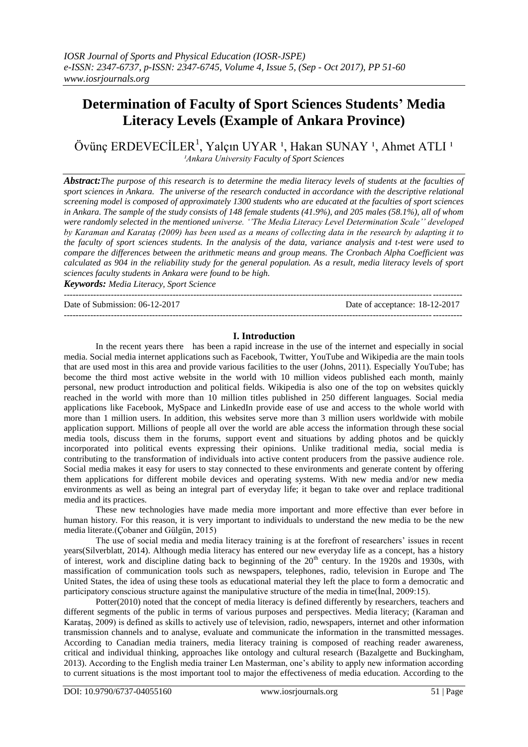# Determination of Faculty of Sport Sciences Students' Media Literacy Levels (Example of Ankara Province)

Övünç ERDEVECİLER[1], Yalçın UYAR [1], Hakan SUNAY [1], Ahmet ATLI [1]

[1]Ankara University Faculty of Sport Sciences

***Abstract:*** *The purpose of this research is to determine the media literacy levels of students at the faculties of sport sciences in Ankara. The universe of the research conducted in accordance with the descriptive relational screening model is composed of approximately 1300 students who are educated at the faculties of sport sciences in Ankara. The sample of the study consists of 148 female students (41.9%), and 205 males (58.1%), all of whom were randomly selected in the mentioned universe. ''The Media Literacy Level Determination Scale'' developed by Karaman and Karataş (2009) has been used as a means of collecting data in the research by adapting it to the faculty of sport sciences students. In the analysis of the data, variance analysis and t-test were used to compare the differences between the arithmetic means and group means. The Cronbach Alpha Coefficient was calculated as 904 in the reliability study for the general population. As a result, media literacy levels of sport sciences faculty students in Ankara were found to be high.*

***Keywords:*** *Media Literacy, Sport Science*

---

Date of Submission: 06-12-2017 Date of acceptance: 18-12-2017

---

## I. Introduction

In the recent years there has been a rapid increase in the use of the internet and especially in social media. Social media internet applications such as Facebook, Twitter, YouTube and Wikipedia are the main tools that are used most in this area and provide various facilities to the user (Johns, 2011). Especially YouTube; has become the third most active website in the world with 10 million videos published each month, mainly personal, new product introduction and political fields. Wikipedia is also one of the top on websites quickly reached in the world with more than 10 million titles published in 250 different languages. Social media applications like Facebook, MySpace and LinkedIn provide ease of use and access to the whole world with more than 1 million users. In addition, this websites serve more than 3 million users worldwide with mobile application support. Millions of people all over the world are able access the information through these social media tools, discuss them in the forums, support event and situations by adding photos and be quickly incorporated into political events expressing their opinions. Unlike traditional media, social media is contributing to the transformation of individuals into active content producers from the passive audience role. Social media makes it easy for users to stay connected to these environments and generate content by offering them applications for different mobile devices and operating systems. With new media and/or new media environments as well as being an integral part of everyday life; it began to take over and replace traditional media and its practices.

These new technologies have made media more important and more effective than ever before in human history. For this reason, it is very important to individuals to understand the new media to be the new media literate.(Çobaner and Gülgün, 2015)

The use of social media and media literacy training is at the forefront of researchers' issues in recent years(Silverblatt, 2014). Although media literacy has entered our new everyday life as a concept, has a history of interest, work and discipline dating back to beginning of the 20[th] century. In the 1920s and 1930s, with massification of communication tools such as newspapers, telephones, radio, television in Europe and The United States, the idea of using these tools as educational material they left the place to form a democratic and participatory conscious structure against the manipulative structure of the media in time(İnal, 2009:15).

Potter(2010) noted that the concept of media literacy is defined differently by researchers, teachers and different segments of the public in terms of various purposes and perspectives. Media literacy; (Karaman and Karataş, 2009) is defined as skills to actively use of television, radio, newspapers, internet and other information transmission channels and to analyse, evaluate and communicate the information in the transmitted messages. According to Canadian media trainers, media literacy training is composed of reaching reader awareness, critical and individual thinking, approaches like ontology and cultural research (Bazalgette and Buckingham, 2013). According to the English media trainer Len Masterman, one's ability to apply new information according to current situations is the most important tool to major the effectiveness of media education. According to the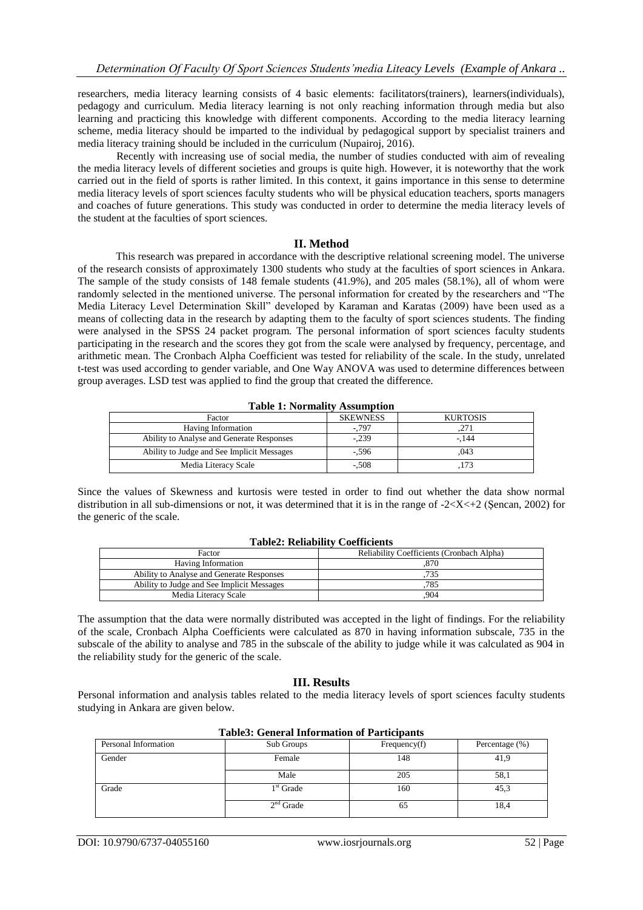researchers, media literacy learning consists of 4 basic elements: facilitators(trainers), learners(individuals), pedagogy and curriculum. Media literacy learning is not only reaching information through media but also learning and practicing this knowledge with different components. According to the media literacy learning scheme, media literacy should be imparted to the individual by pedagogical support by specialist trainers and media literacy training should be included in the curriculum (Nupairoj, 2016).

Recently with increasing use of social media, the number of studies conducted with aim of revealing the media literacy levels of different societies and groups is quite high. However, it is noteworthy that the work carried out in the field of sports is rather limited. In this context, it gains importance in this sense to determine media literacy levels of sport sciences faculty students who will be physical education teachers, sports managers and coaches of future generations. This study was conducted in order to determine the media literacy levels of the student at the faculties of sport sciences.

## II. Method

This research was prepared in accordance with the descriptive relational screening model. The universe of the research consists of approximately 1300 students who study at the faculties of sport sciences in Ankara. The sample of the study consists of 148 female students (41.9%), and 205 males (58.1%), all of whom were randomly selected in the mentioned universe. The personal information for created by the researchers and "The Media Literacy Level Determination Skill" developed by Karaman and Karatas (2009) have been used as a means of collecting data in the research by adapting them to the faculty of sport sciences students. The finding were analysed in the SPSS 24 packet program. The personal information of sport sciences faculty students participating in the research and the scores they got from the scale were analysed by frequency, percentage, and arithmetic mean. The Cronbach Alpha Coefficient was tested for reliability of the scale. In the study, unrelated t-test was used according to gender variable, and One Way ANOVA was used to determine differences between group averages. LSD test was applied to find the group that created the difference.

**Table 1: Normality Assumption**

| Factor | SKEWNESS | KURTOSIS |
|---|---|---|
| Having Information | -,797 | ,271 |
| Ability to Analyse and Generate Responses | -,239 | -,144 |
| Ability to Judge and See Implicit Messages | -,596 | ,043 |
| Media Literacy Scale | -,508 | ,173 |

Since the values of Skewness and kurtosis were tested in order to find out whether the data show normal distribution in all sub-dimensions or not, it was determined that it is in the range of $-2<X<+2$ (Şencan, 2002) for the generic of the scale.

**Table2: Reliability Coefficients**

| Factor | Reliability Coefficients (Cronbach Alpha) |
|---|---|
| Having Information | ,870 |
| Ability to Analyse and Generate Responses | ,735 |
| Ability to Judge and See Implicit Messages | ,785 |
| Media Literacy Scale | ,904 |

The assumption that the data were normally distributed was accepted in the light of findings. For the reliability of the scale, Cronbach Alpha Coefficients were calculated as 870 in having information subscale, 735 in the subscale of the ability to analyse and 785 in the subscale of the ability to judge while it was calculated as 904 in the reliability study for the generic of the scale.

## III. Results

Personal information and analysis tables related to the media literacy levels of sport sciences faculty students studying in Ankara are given below.

**Table3: General Information of Participants**

| Personal Information | Sub Groups | Frequency(f) | Percentage (%) |
|---|---|---|---|
| Gender | Female | 148 | 41,9 |
| | Male | 205 | 58,1 |
| Grade | 1st Grade | 160 | 45,3 |
| | 2nd Grade | 65 | 18,4 |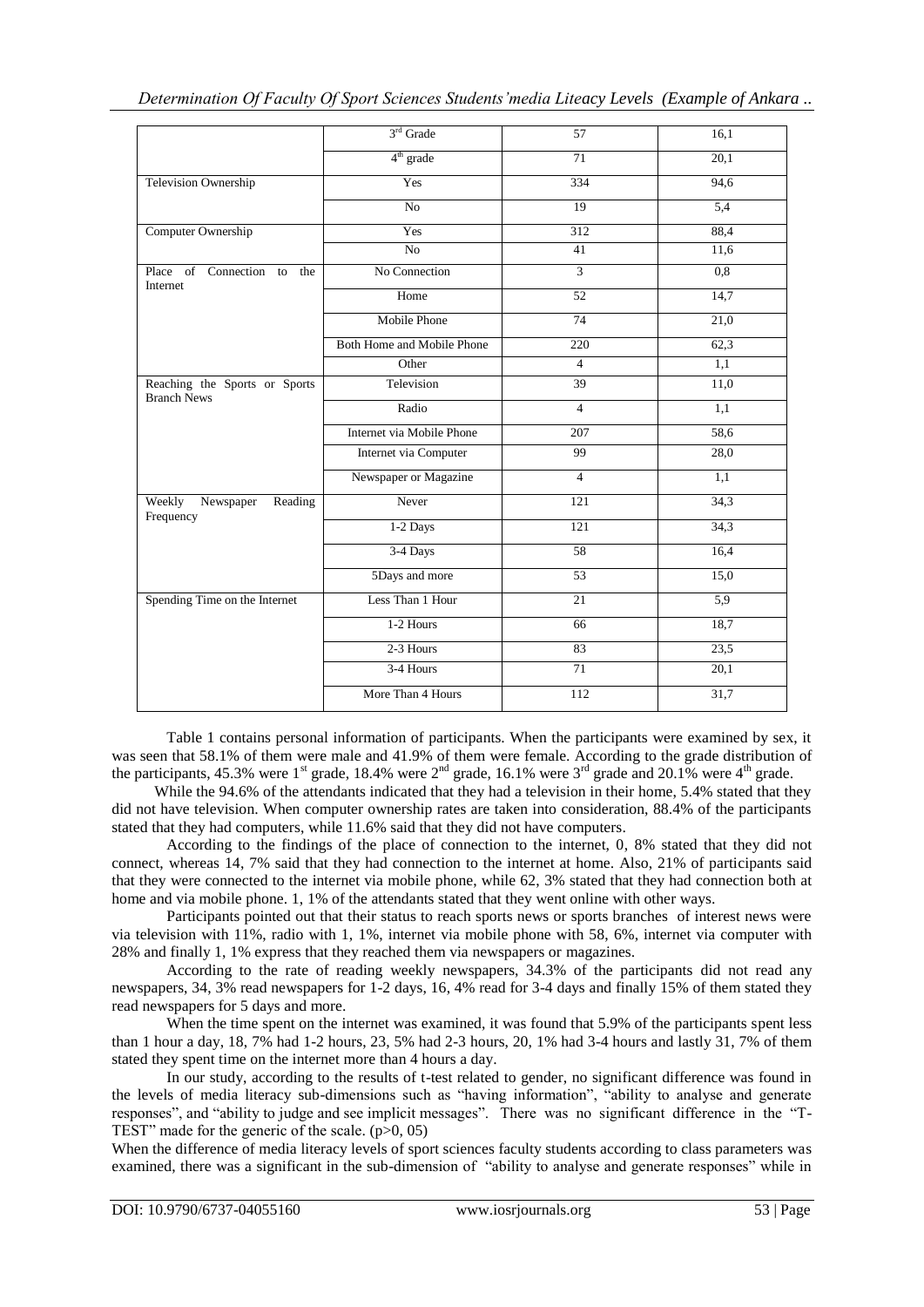| | | | |
|---|---|---|---|
| | 3rd Grade | 57 | 16,1 |
| | 4th grade | 71 | 20,1 |
| Television Ownership | Yes | 334 | 94,6 |
| | No | 19 | 5,4 |
| Computer Ownership | Yes | 312 | 88,4 |
| | No | 41 | 11,6 |
| Place of Connection to the Internet | No Connection | 3 | 0,8 |
| | Home | 52 | 14,7 |
| | Mobile Phone | 74 | 21,0 |
| | Both Home and Mobile Phone | 220 | 62,3 |
| | Other | 4 | 1,1 |
| Reaching the Sports or Sports Branch News | Television | 39 | 11,0 |
| | Radio | 4 | 1,1 |
| | Internet via Mobile Phone | 207 | 58,6 |
| | Internet via Computer | 99 | 28,0 |
| | Newspaper or Magazine | 4 | 1,1 |
| Weekly Newspaper Reading Frequency | Never | 121 | 34,3 |
| | 1-2 Days | 121 | 34,3 |
| | 3-4 Days | 58 | 16,4 |
| | 5Days and more | 53 | 15,0 |
| Spending Time on the Internet | Less Than 1 Hour | 21 | 5,9 |
| | 1-2 Hours | 66 | 18,7 |
| | 2-3 Hours | 83 | 23,5 |
| | 3-4 Hours | 71 | 20,1 |
| | More Than 4 Hours | 112 | 31,7 |

Table 1 contains personal information of participants. When the participants were examined by sex, it was seen that 58.1% of them were male and 41.9% of them were female. According to the grade distribution of the participants, 45.3% were 1st grade, 18.4% were 2nd grade, 16.1% were 3rd grade and 20.1% were 4th grade.

While the 94.6% of the attendants indicated that they had a television in their home, 5.4% stated that they did not have television. When computer ownership rates are taken into consideration, 88.4% of the participants stated that they had computers, while 11.6% said that they did not have computers.

According to the findings of the place of connection to the internet, 0, 8% stated that they did not connect, whereas 14, 7% said that they had connection to the internet at home. Also, 21% of participants said that they were connected to the internet via mobile phone, while 62, 3% stated that they had connection both at home and via mobile phone. 1, 1% of the attendants stated that they went online with other ways.

Participants pointed out that their status to reach sports news or sports branches of interest news were via television with 11%, radio with 1, 1%, internet via mobile phone with 58, 6%, internet via computer with 28% and finally 1, 1% express that they reached them via newspapers or magazines.

According to the rate of reading weekly newspapers, 34.3% of the participants did not read any newspapers, 34, 3% read newspapers for 1-2 days, 16, 4% read for 3-4 days and finally 15% of them stated they read newspapers for 5 days and more.

When the time spent on the internet was examined, it was found that 5.9% of the participants spent less than 1 hour a day, 18, 7% had 1-2 hours, 23, 5% had 2-3 hours, 20, 1% had 3-4 hours and lastly 31, 7% of them stated they spent time on the internet more than 4 hours a day.

In our study, according to the results of t-test related to gender, no significant difference was found in the levels of media literacy sub-dimensions such as "having information", "ability to analyse and generate responses", and "ability to judge and see implicit messages". There was no significant difference in the "T-TEST" made for the generic of the scale. ($p>0, 05$)

When the difference of media literacy levels of sport sciences faculty students according to class parameters was examined, there was a significant in the sub-dimension of "ability to analyse and generate responses" while in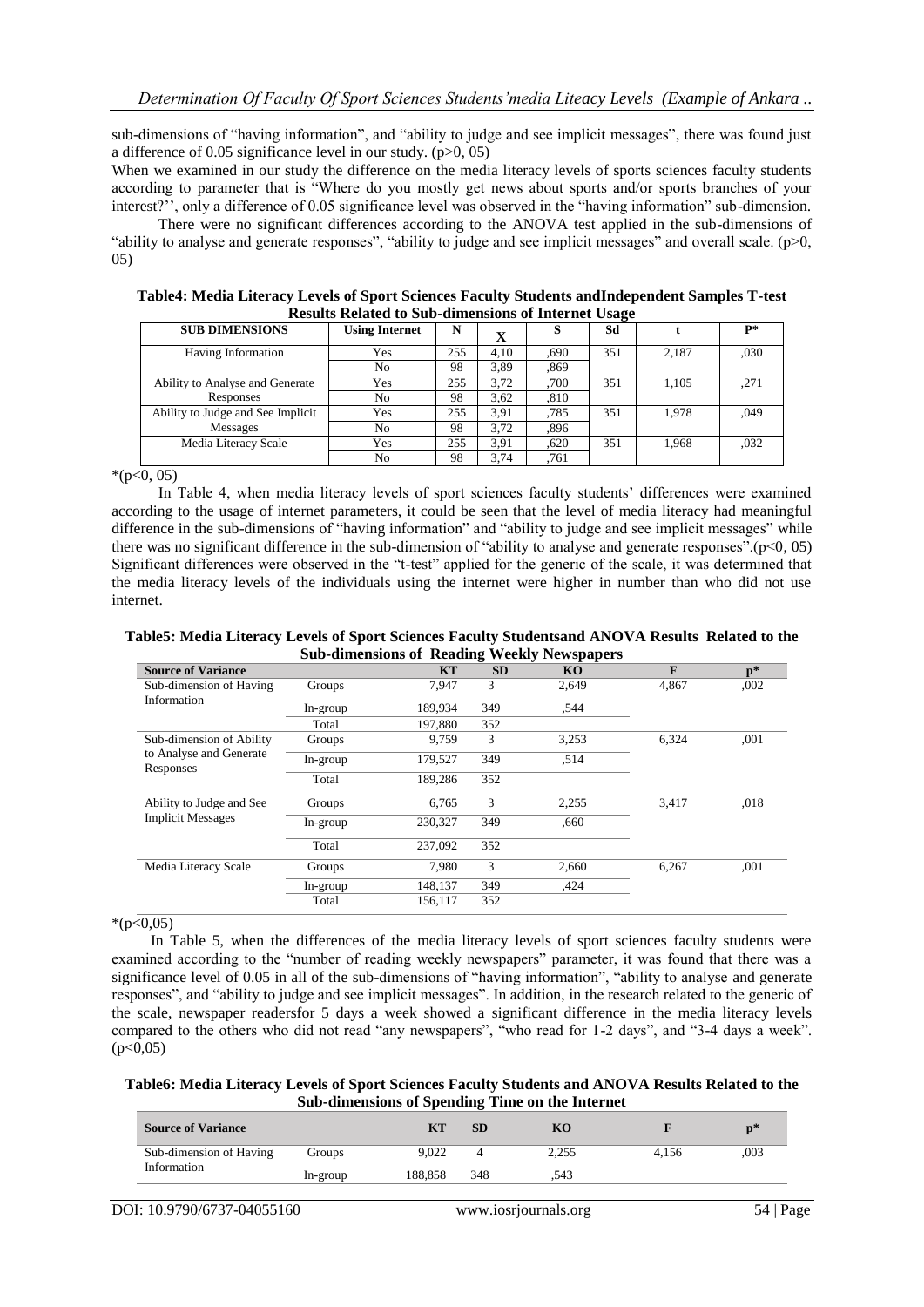sub-dimensions of "having information", and "ability to judge and see implicit messages", there was found just a difference of 0.05 significance level in our study. (p>0, 05)

When we examined in our study the difference on the media literacy levels of sports sciences faculty students according to parameter that is "Where do you mostly get news about sports and/or sports branches of your interest?'', only a difference of 0.05 significance level was observed in the "having information" sub-dimension.

There were no significant differences according to the ANOVA test applied in the sub-dimensions of "ability to analyse and generate responses", "ability to judge and see implicit messages" and overall scale. (p>0, 05)

**Table4: Media Literacy Levels of Sport Sciences Faculty Students andIndependent Samples T-test Results Related to Sub-dimensions of Internet Usage**

| SUB DIMENSIONS | Using Internet | N | $\overline{X}$ | S | Sd | t | P* |
|---|---|---|---|---|---|---|---|
| Having Information | Yes | 255 | 4,10 | ,690 | 351 | 2,187 | ,030 |
| | No | 98 | 3,89 | ,869 | | | |
| Ability to Analyse and Generate Responses | Yes | 255 | 3,72 | ,700 | 351 | 1,105 | ,271 |
| | No | 98 | 3,62 | ,810 | | | |
| Ability to Judge and See Implicit Messages | Yes | 255 | 3,91 | ,785 | 351 | 1,978 | ,049 |
| | No | 98 | 3,72 | ,896 | | | |
| Media Literacy Scale | Yes | 255 | 3,91 | ,620 | 351 | 1,968 | ,032 |
| | No | 98 | 3,74 | ,761 | | | |

*(p<0, 05)

In Table 4, when media literacy levels of sport sciences faculty students' differences were examined according to the usage of internet parameters, it could be seen that the level of media literacy had meaningful difference in the sub-dimensions of "having information" and "ability to judge and see implicit messages" while there was no significant difference in the sub-dimension of "ability to analyse and generate responses".(p<0, 05) Significant differences were observed in the "t-test" applied for the generic of the scale, it was determined that the media literacy levels of the individuals using the internet were higher in number than who did not use internet.

**Table5: Media Literacy Levels of Sport Sciences Faculty Studentsand ANOVA Results Related to the Sub-dimensions of Reading Weekly Newspapers**

| Source of Variance | | KT | SD | KO | F | p* |
|---|---|---|---|---|---|---|
| Sub-dimension of Having Information | Groups | 7,947 | 3 | 2,649 | 4,867 | ,002 |
| | In-group | 189,934 | 349 | ,544 | | |
| | Total | 197,880 | 352 | | | |
| Sub-dimension of Ability to Analyse and Generate Responses | Groups | 9,759 | 3 | 3,253 | 6,324 | ,001 |
| | In-group | 179,527 | 349 | ,514 | | |
| | Total | 189,286 | 352 | | | |
| Ability to Judge and See Implicit Messages | Groups | 6,765 | 3 | 2,255 | 3,417 | ,018 |
| | In-group | 230,327 | 349 | ,660 | | |
| | Total | 237,092 | 352 | | | |
| Media Literacy Scale | Groups | 7,980 | 3 | 2,660 | 6,267 | ,001 |
| | In-group | 148,137 | 349 | ,424 | | |
| | Total | 156,117 | 352 | | | |

*(p<0,05)

In Table 5, when the differences of the media literacy levels of sport sciences faculty students were examined according to the "number of reading weekly newspapers" parameter, it was found that there was a significance level of 0.05 in all of the sub-dimensions of "having information", "ability to analyse and generate responses", and "ability to judge and see implicit messages". In addition, in the research related to the generic of the scale, newspaper readersfor 5 days a week showed a significant difference in the media literacy levels compared to the others who did not read "any newspapers", "who read for 1-2 days", and "3-4 days a week". (p<0,05)

**Table6: Media Literacy Levels of Sport Sciences Faculty Students and ANOVA Results Related to the Sub-dimensions of Spending Time on the Internet**

| Source of Variance | | KT | SD | KO | F | p* |
|---|---|---|---|---|---|---|
| Sub-dimension of Having Information | Groups | 9,022 | 4 | 2,255 | 4,156 | ,003 |
| | In-group | 188,858 | 348 | ,543 | | |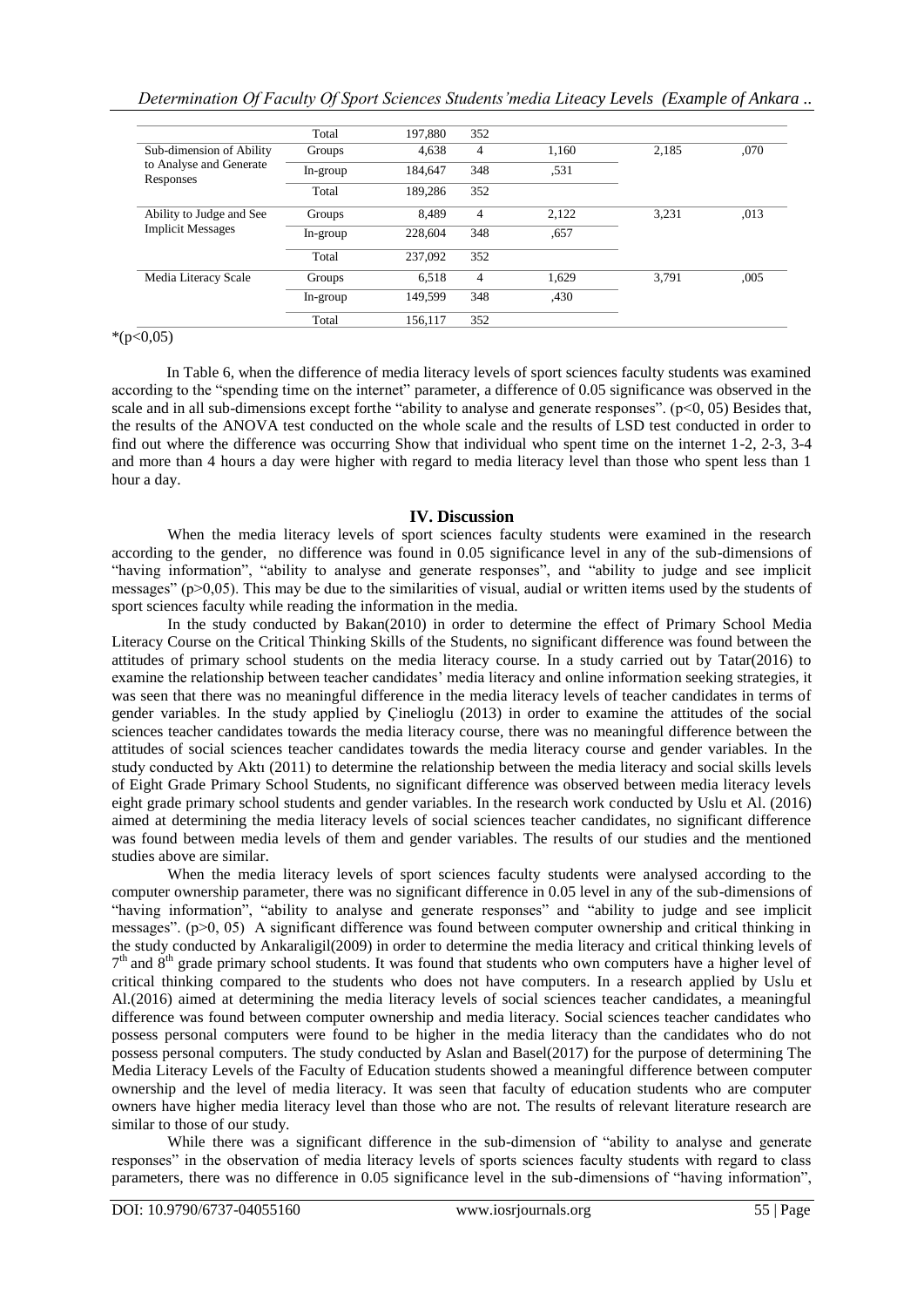| | | | | | | |
|---|---|---|---|---|---|---|
| | Total | 197,880 | 352 | | | |
| Sub-dimension of Ability to Analyse and Generate Responses | Groups | 4,638 | 4 | 1,160 | 2,185 | ,070 |
| | In-group | 184,647 | 348 | ,531 | | |
| | Total | 189,286 | 352 | | | |
| Ability to Judge and See Implicit Messages | Groups | 8,489 | 4 | 2,122 | 3,231 | ,013 |
| | In-group | 228,604 | 348 | ,657 | | |
| | Total | 237,092 | 352 | | | |
| Media Literacy Scale | Groups | 6,518 | 4 | 1,629 | 3,791 | ,005 |
| | In-group | 149,599 | 348 | ,430 | | |
| | Total | 156,117 | 352 | | | |

*(p<0,05)

In Table 6, when the difference of media literacy levels of sport sciences faculty students was examined according to the "spending time on the internet" parameter, a difference of 0.05 significance was observed in the scale and in all sub-dimensions except forthe "ability to analyse and generate responses". (p<0, 05) Besides that, the results of the ANOVA test conducted on the whole scale and the results of LSD test conducted in order to find out where the difference was occurring Show that individual who spent time on the internet 1-2, 2-3, 3-4 and more than 4 hours a day were higher with regard to media literacy level than those who spent less than 1 hour a day.

## IV. Discussion

When the media literacy levels of sport sciences faculty students were examined in the research according to the gender, no difference was found in 0.05 significance level in any of the sub-dimensions of "having information", "ability to analyse and generate responses", and "ability to judge and see implicit messages" (p>0,05). This may be due to the similarities of visual, audial or written items used by the students of sport sciences faculty while reading the information in the media.

In the study conducted by Bakan(2010) in order to determine the effect of Primary School Media Literacy Course on the Critical Thinking Skills of the Students, no significant difference was found between the attitudes of primary school students on the media literacy course. In a study carried out by Tatar(2016) to examine the relationship between teacher candidates' media literacy and online information seeking strategies, it was seen that there was no meaningful difference in the media literacy levels of teacher candidates in terms of gender variables. In the study applied by Çinelioglu (2013) in order to examine the attitudes of the social sciences teacher candidates towards the media literacy course, there was no meaningful difference between the attitudes of social sciences teacher candidates towards the media literacy course and gender variables. In the study conducted by Aktı (2011) to determine the relationship between the media literacy and social skills levels of Eight Grade Primary School Students, no significant difference was observed between media literacy levels eight grade primary school students and gender variables. In the research work conducted by Uslu et Al. (2016) aimed at determining the media literacy levels of social sciences teacher candidates, no significant difference was found between media levels of them and gender variables. The results of our studies and the mentioned studies above are similar.

When the media literacy levels of sport sciences faculty students were analysed according to the computer ownership parameter, there was no significant difference in 0.05 level in any of the sub-dimensions of "having information", "ability to analyse and generate responses" and "ability to judge and see implicit messages". (p>0, 05) A significant difference was found between computer ownership and critical thinking in the study conducted by Ankaraligil(2009) in order to determine the media literacy and critical thinking levels of 7th and 8th grade primary school students. It was found that students who own computers have a higher level of critical thinking compared to the students who does not have computers. In a research applied by Uslu et Al.(2016) aimed at determining the media literacy levels of social sciences teacher candidates, a meaningful difference was found between computer ownership and media literacy. Social sciences teacher candidates who possess personal computers were found to be higher in the media literacy than the candidates who do not possess personal computers. The study conducted by Aslan and Basel(2017) for the purpose of determining The Media Literacy Levels of the Faculty of Education students showed a meaningful difference between computer ownership and the level of media literacy. It was seen that faculty of education students who are computer owners have higher media literacy level than those who are not. The results of relevant literature research are similar to those of our study.

While there was a significant difference in the sub-dimension of "ability to analyse and generate responses" in the observation of media literacy levels of sports sciences faculty students with regard to class parameters, there was no difference in 0.05 significance level in the sub-dimensions of "having information",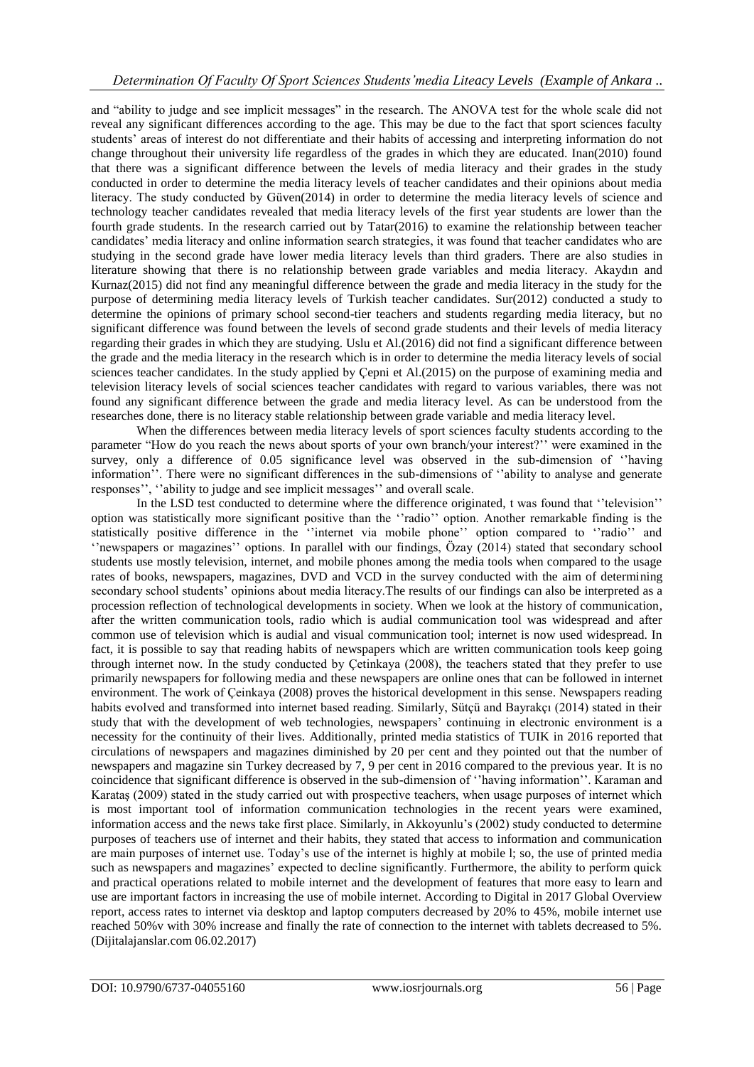and "ability to judge and see implicit messages" in the research. The ANOVA test for the whole scale did not reveal any significant differences according to the age. This may be due to the fact that sport sciences faculty students' areas of interest do not differentiate and their habits of accessing and interpreting information do not change throughout their university life regardless of the grades in which they are educated. Inan(2010) found that there was a significant difference between the levels of media literacy and their grades in the study conducted in order to determine the media literacy levels of teacher candidates and their opinions about media literacy. The study conducted by Güven(2014) in order to determine the media literacy levels of science and technology teacher candidates revealed that media literacy levels of the first year students are lower than the fourth grade students. In the research carried out by Tatar(2016) to examine the relationship between teacher candidates' media literacy and online information search strategies, it was found that teacher candidates who are studying in the second grade have lower media literacy levels than third graders. There are also studies in literature showing that there is no relationship between grade variables and media literacy. Akaydın and Kurnaz(2015) did not find any meaningful difference between the grade and media literacy in the study for the purpose of determining media literacy levels of Turkish teacher candidates. Sur(2012) conducted a study to determine the opinions of primary school second-tier teachers and students regarding media literacy, but no significant difference was found between the levels of second grade students and their levels of media literacy regarding their grades in which they are studying. Uslu et Al.(2016) did not find a significant difference between the grade and the media literacy in the research which is in order to determine the media literacy levels of social sciences teacher candidates. In the study applied by Çepni et Al.(2015) on the purpose of examining media and television literacy levels of social sciences teacher candidates with regard to various variables, there was not found any significant difference between the grade and media literacy level. As can be understood from the researches done, there is no literacy stable relationship between grade variable and media literacy level.

When the differences between media literacy levels of sport sciences faculty students according to the parameter "How do you reach the news about sports of your own branch/your interest?'' were examined in the survey, only a difference of 0.05 significance level was observed in the sub-dimension of ''having information''. There were no significant differences in the sub-dimensions of ''ability to analyse and generate responses'', ''ability to judge and see implicit messages'' and overall scale.

In the LSD test conducted to determine where the difference originated, t was found that ''television'' option was statistically more significant positive than the ''radio'' option. Another remarkable finding is the statistically positive difference in the ''internet via mobile phone'' option compared to ''radio'' and ''newspapers or magazines'' options. In parallel with our findings, Özay (2014) stated that secondary school students use mostly television, internet, and mobile phones among the media tools when compared to the usage rates of books, newspapers, magazines, DVD and VCD in the survey conducted with the aim of determining secondary school students' opinions about media literacy.The results of our findings can also be interpreted as a procession reflection of technological developments in society. When we look at the history of communication, after the written communication tools, radio which is audial communication tool was widespread and after common use of television which is audial and visual communication tool; internet is now used widespread. In fact, it is possible to say that reading habits of newspapers which are written communication tools keep going through internet now. In the study conducted by Çetinkaya (2008), the teachers stated that they prefer to use primarily newspapers for following media and these newspapers are online ones that can be followed in internet environment. The work of Çeinkaya (2008) proves the historical development in this sense. Newspapers reading habits evolved and transformed into internet based reading. Similarly, Sütçü and Bayrakçı (2014) stated in their study that with the development of web technologies, newspapers' continuing in electronic environment is a necessity for the continuity of their lives. Additionally, printed media statistics of TUIK in 2016 reported that circulations of newspapers and magazines diminished by 20 per cent and they pointed out that the number of newspapers and magazine sin Turkey decreased by 7, 9 per cent in 2016 compared to the previous year. It is no coincidence that significant difference is observed in the sub-dimension of ''having information''. Karaman and Karataş (2009) stated in the study carried out with prospective teachers, when usage purposes of internet which is most important tool of information communication technologies in the recent years were examined, information access and the news take first place. Similarly, in Akkoyunlu's (2002) study conducted to determine purposes of teachers use of internet and their habits, they stated that access to information and communication are main purposes of internet use. Today's use of the internet is highly at mobile l; so, the use of printed media such as newspapers and magazines' expected to decline significantly. Furthermore, the ability to perform quick and practical operations related to mobile internet and the development of features that more easy to learn and use are important factors in increasing the use of mobile internet. According to Digital in 2017 Global Overview report, access rates to internet via desktop and laptop computers decreased by 20% to 45%, mobile internet use reached 50%v with 30% increase and finally the rate of connection to the internet with tablets decreased to 5%. (Dijitalajanslar.com 06.02.2017)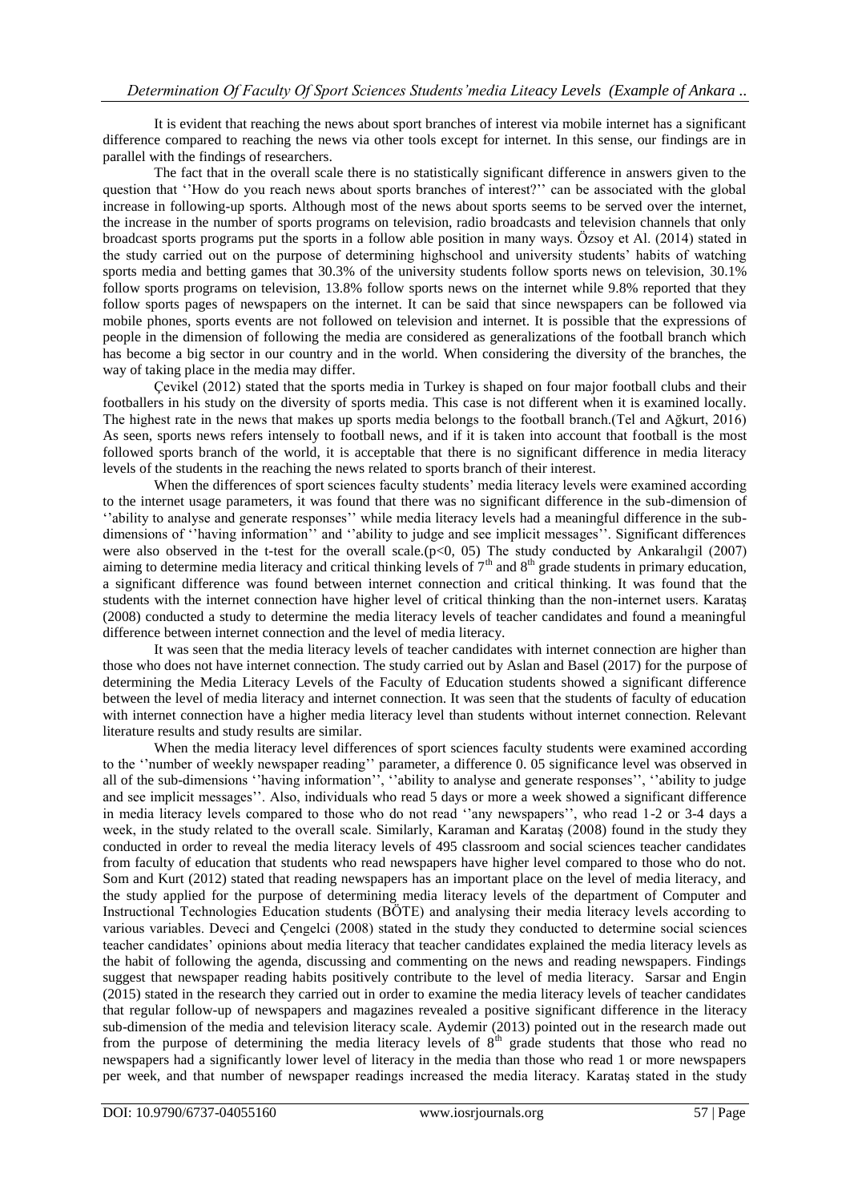It is evident that reaching the news about sport branches of interest via mobile internet has a significant difference compared to reaching the news via other tools except for internet. In this sense, our findings are in parallel with the findings of researchers.

The fact that in the overall scale there is no statistically significant difference in answers given to the question that ''How do you reach news about sports branches of interest?'' can be associated with the global increase in following-up sports. Although most of the news about sports seems to be served over the internet, the increase in the number of sports programs on television, radio broadcasts and television channels that only broadcast sports programs put the sports in a follow able position in many ways. Özsoy et Al. (2014) stated in the study carried out on the purpose of determining highschool and university students' habits of watching sports media and betting games that 30.3% of the university students follow sports news on television, 30.1% follow sports programs on television, 13.8% follow sports news on the internet while 9.8% reported that they follow sports pages of newspapers on the internet. It can be said that since newspapers can be followed via mobile phones, sports events are not followed on television and internet. It is possible that the expressions of people in the dimension of following the media are considered as generalizations of the football branch which has become a big sector in our country and in the world. When considering the diversity of the branches, the way of taking place in the media may differ.

Çevikel (2012) stated that the sports media in Turkey is shaped on four major football clubs and their footballers in his study on the diversity of sports media. This case is not different when it is examined locally. The highest rate in the news that makes up sports media belongs to the football branch.(Tel and Ağkurt, 2016) As seen, sports news refers intensely to football news, and if it is taken into account that football is the most followed sports branch of the world, it is acceptable that there is no significant difference in media literacy levels of the students in the reaching the news related to sports branch of their interest.

When the differences of sport sciences faculty students' media literacy levels were examined according to the internet usage parameters, it was found that there was no significant difference in the sub-dimension of ''ability to analyse and generate responses'' while media literacy levels had a meaningful difference in the sub-dimensions of ''having information'' and ''ability to judge and see implicit messages''. Significant differences were also observed in the t-test for the overall scale.($p<0, 05$) The study conducted by Ankaralıgil (2007) aiming to determine media literacy and critical thinking levels of 7[th] and 8[th] grade students in primary education, a significant difference was found between internet connection and critical thinking. It was found that the students with the internet connection have higher level of critical thinking than the non-internet users. Karataş (2008) conducted a study to determine the media literacy levels of teacher candidates and found a meaningful difference between internet connection and the level of media literacy.

It was seen that the media literacy levels of teacher candidates with internet connection are higher than those who does not have internet connection. The study carried out by Aslan and Basel (2017) for the purpose of determining the Media Literacy Levels of the Faculty of Education students showed a significant difference between the level of media literacy and internet connection. It was seen that the students of faculty of education with internet connection have a higher media literacy level than students without internet connection. Relevant literature results and study results are similar.

When the media literacy level differences of sport sciences faculty students were examined according to the ''number of weekly newspaper reading'' parameter, a difference 0. 05 significance level was observed in all of the sub-dimensions ''having information'', ''ability to analyse and generate responses'', ''ability to judge and see implicit messages''. Also, individuals who read 5 days or more a week showed a significant difference in media literacy levels compared to those who do not read ''any newspapers'', who read 1-2 or 3-4 days a week, in the study related to the overall scale. Similarly, Karaman and Karataş (2008) found in the study they conducted in order to reveal the media literacy levels of 495 classroom and social sciences teacher candidates from faculty of education that students who read newspapers have higher level compared to those who do not. Som and Kurt (2012) stated that reading newspapers has an important place on the level of media literacy, and the study applied for the purpose of determining media literacy levels of the department of Computer and Instructional Technologies Education students (BÖTE) and analysing their media literacy levels according to various variables. Deveci and Çengelci (2008) stated in the study they conducted to determine social sciences teacher candidates' opinions about media literacy that teacher candidates explained the media literacy levels as the habit of following the agenda, discussing and commenting on the news and reading newspapers. Findings suggest that newspaper reading habits positively contribute to the level of media literacy. Sarsar and Engin (2015) stated in the research they carried out in order to examine the media literacy levels of teacher candidates that regular follow-up of newspapers and magazines revealed a positive significant difference in the literacy sub-dimension of the media and television literacy scale. Aydemir (2013) pointed out in the research made out from the purpose of determining the media literacy levels of 8[th] grade students that those who read no newspapers had a significantly lower level of literacy in the media than those who read 1 or more newspapers per week, and that number of newspaper readings increased the media literacy. Karataş stated in the study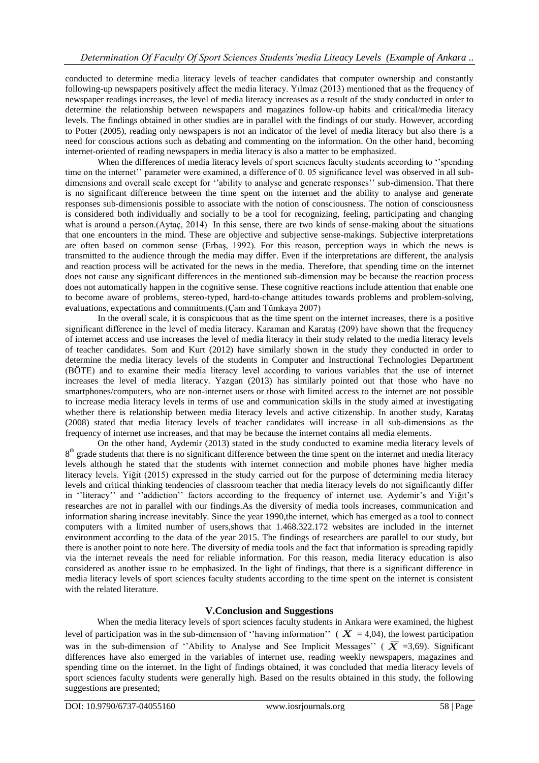conducted to determine media literacy levels of teacher candidates that computer ownership and constantly following-up newspapers positively affect the media literacy. Yılmaz (2013) mentioned that as the frequency of newspaper readings increases, the level of media literacy increases as a result of the study conducted in order to determine the relationship between newspapers and magazines follow-up habits and critical/media literacy levels. The findings obtained in other studies are in parallel with the findings of our study. However, according to Potter (2005), reading only newspapers is not an indicator of the level of media literacy but also there is a need for conscious actions such as debating and commenting on the information. On the other hand, becoming internet-oriented of reading newspapers in media literacy is also a matter to be emphasized.

When the differences of media literacy levels of sport sciences faculty students according to ''spending time on the internet'' parameter were examined, a difference of 0. 05 significance level was observed in all sub-dimensions and overall scale except for ''ability to analyse and generate responses'' sub-dimension. That there is no significant difference between the time spent on the internet and the ability to analyse and generate responses sub-dimensionis possible to associate with the notion of consciousness. The notion of consciousness is considered both individually and socially to be a tool for recognizing, feeling, participating and changing what is around a person.(Aytaç, 2014) In this sense, there are two kinds of sense-making about the situations that one encounters in the mind. These are objective and subjective sense-makings. Subjective interpretations are often based on common sense (Erbaş, 1992). For this reason, perception ways in which the news is transmitted to the audience through the media may differ. Even if the interpretations are different, the analysis and reaction process will be activated for the news in the media. Therefore, that spending time on the internet does not cause any significant differences in the mentioned sub-dimension may be because the reaction process does not automatically happen in the cognitive sense. These cognitive reactions include attention that enable one to become aware of problems, stereo-typed, hard-to-change attitudes towards problems and problem-solving, evaluations, expectations and commitments.(Çam and Tümkaya 2007)

In the overall scale, it is conspicuous that as the time spent on the internet increases, there is a positive significant difference in the level of media literacy. Karaman and Karataş (209) have shown that the frequency of internet access and use increases the level of media literacy in their study related to the media literacy levels of teacher candidates. Som and Kurt (2012) have similarly shown in the study they conducted in order to determine the media literacy levels of the students in Computer and Instructional Technologies Department (BÖTE) and to examine their media literacy level according to various variables that the use of internet increases the level of media literacy. Yazgan (2013) has similarly pointed out that those who have no smartphones/computers, who are non-internet users or those with limited access to the internet are not possible to increase media literacy levels in terms of use and communication skills in the study aimed at investigating whether there is relationship between media literacy levels and active citizenship. In another study, Karataş (2008) stated that media literacy levels of teacher candidates will increase in all sub-dimensions as the frequency of internet use increases, and that may be because the internet contains all media elements.

On the other hand, Aydemir (2013) stated in the study conducted to examine media literacy levels of 8th grade students that there is no significant difference between the time spent on the internet and media literacy levels although he stated that the students with internet connection and mobile phones have higher media literacy levels. Yiğit (2015) expressed in the study carried out for the purpose of determining media literacy levels and critical thinking tendencies of classroom teacher that media literacy levels do not significantly differ in ''literacy'' and ''addiction'' factors according to the frequency of internet use. Aydemir's and Yiğit's researches are not in parallel with our findings.As the diversity of media tools increases, communication and information sharing increase inevitably. Since the year 1990,the internet, which has emerged as a tool to connect computers with a limited number of users,shows that 1.468.322.172 websites are included in the internet environment according to the data of the year 2015. The findings of researchers are parallel to our study, but there is another point to note here. The diversity of media tools and the fact that information is spreading rapidly via the internet reveals the need for reliable information. For this reason, media literacy education is also considered as another issue to be emphasized. In the light of findings, that there is a significant difference in media literacy levels of sport sciences faculty students according to the time spent on the internet is consistent with the related literature.

## V.Conclusion and Suggestions

When the media literacy levels of sport sciences faculty students in Ankara were examined, the highest level of participation was in the sub-dimension of ''having information'' ( $\overline{X}$ = 4,04), the lowest participation was in the sub-dimension of ''Ability to Analyse and See Implicit Messages'' ( $\overline{X}$ =3,69). Significant differences have also emerged in the variables of internet use, reading weekly newspapers, magazines and spending time on the internet. In the light of findings obtained, it was concluded that media literacy levels of sport sciences faculty students were generally high. Based on the results obtained in this study, the following suggestions are presented;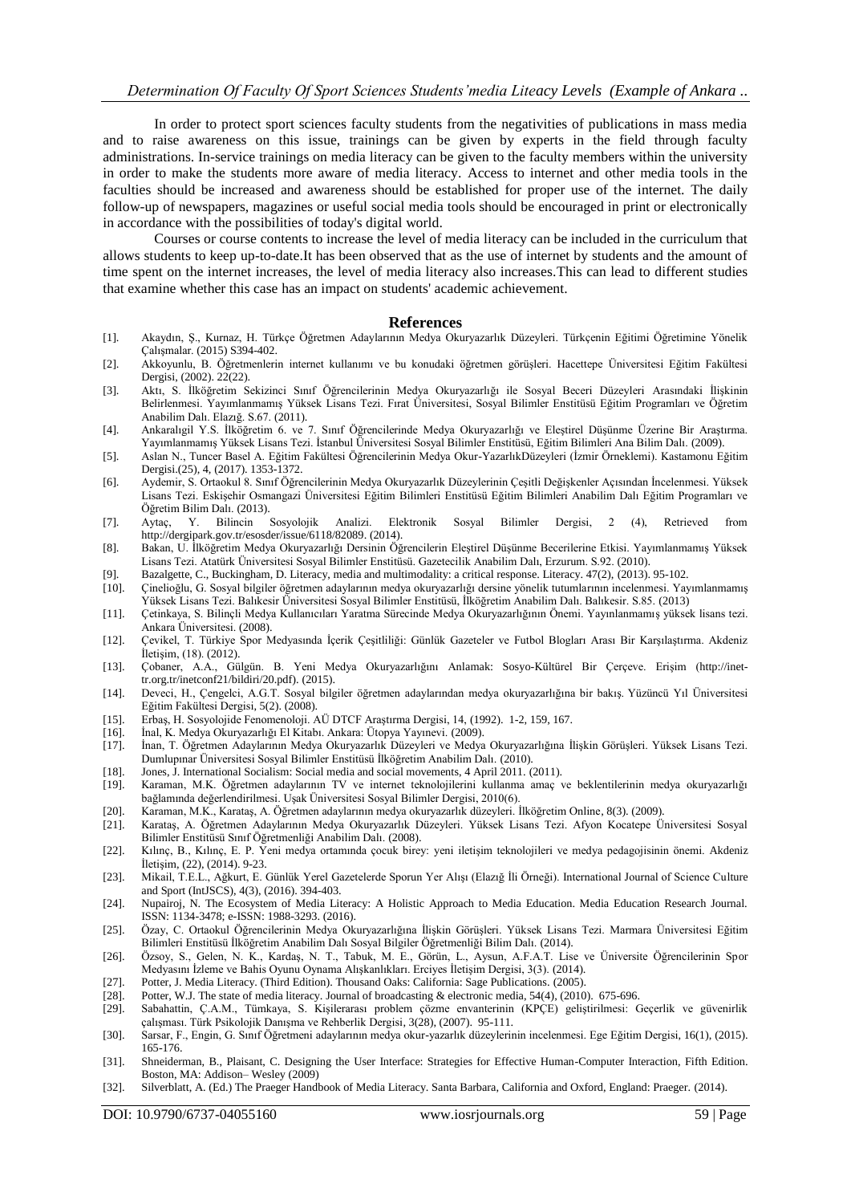In order to protect sport sciences faculty students from the negativities of publications in mass media and to raise awareness on this issue, trainings can be given by experts in the field through faculty administrations. In-service trainings on media literacy can be given to the faculty members within the university in order to make the students more aware of media literacy. Access to internet and other media tools in the faculties should be increased and awareness should be established for proper use of the internet. The daily follow-up of newspapers, magazines or useful social media tools should be encouraged in print or electronically in accordance with the possibilities of today's digital world.

Courses or course contents to increase the level of media literacy can be included in the curriculum that allows students to keep up-to-date.It has been observed that as the use of internet by students and the amount of time spent on the internet increases, the level of media literacy also increases.This can lead to different studies that examine whether this case has an impact on students' academic achievement.

## References

[1]. Akaydın, Ş., Kurnaz, H. Türkçe Öğretmen Adaylarının Medya Okuryazarlık Düzeyleri. Türkçenin Eğitimi Öğretimine Yönelik Çalışmalar. (2015) S394-402.

[2]. Akkoyunlu, B. Öğretmenlerin internet kullanımı ve bu konudaki öğretmen görüşleri. Hacettepe Üniversitesi Eğitim Fakültesi Dergisi, (2002). 22(22).

[3]. Aktı, S. İlköğretim Sekizinci Sınıf Öğrencilerinin Medya Okuryazarlığı ile Sosyal Beceri Düzeyleri Arasındaki İlişkinin Belirlenmesi. Yayımlanmamış Yüksek Lisans Tezi. Fırat Üniversitesi, Sosyal Bilimler Enstitüsü Eğitim Programları ve Öğretim Anabilim Dalı. Elazığ. S.67. (2011).

[4]. Ankaralıgil Y.S. İlköğretim 6. ve 7. Sınıf Öğrencilerinde Medya Okuryazarlığı ve Eleştirel Düşünme Üzerine Bir Araştırma. Yayımlanmamış Yüksek Lisans Tezi. İstanbul Üniversitesi Sosyal Bilimler Enstitüsü, Eğitim Bilimleri Ana Bilim Dalı. (2009).

[5]. Aslan N., Tuncer Basel A. Eğitim Fakültesi Öğrencilerinin Medya Okur-YazarlıkDüzeyleri (İzmir Örneklemi). Kastamonu Eğitim Dergisi.(25), 4, (2017). 1353-1372.

[6]. Aydemir, S. Ortaokul 8. Sınıf Öğrencilerinin Medya Okuryazarlık Düzeylerinin Çeşitli Değişkenler Açısından İncelenmesi. Yüksek Lisans Tezi. Eskişehir Osmangazi Üniversitesi Eğitim Bilimleri Enstitüsü Eğitim Bilimleri Anabilim Dalı Eğitim Programları ve Öğretim Bilim Dalı. (2013).

[7]. Aytaç, Y. Bilincin Sosyolojik Analizi. Elektronik Sosyal Bilimler Dergisi, 2 (4), Retrieved from http://dergipark.gov.tr/esosder/issue/6118/82089. (2014).

[8]. Bakan, U. İlköğretim Medya Okuryazarlığı Dersinin Öğrencilerin Eleştirel Düşünme Becerilerine Etkisi. Yayımlanmamış Yüksek Lisans Tezi. Atatürk Üniversitesi Sosyal Bilimler Enstitüsü. Gazetecilik Anabilim Dalı, Erzurum. S.92. (2010).

[9]. Bazalgette, C., Buckingham, D. Literacy, media and multimodality: a critical response. Literacy. 47(2), (2013). 95-102.

[10]. Çinelioğlu, G. Sosyal bilgiler öğretmen adaylarının medya okuryazarlığı dersine yönelik tutumlarının incelenmesi. Yayımlanmamış Yüksek Lisans Tezi. Balıkesir Üniversitesi Sosyal Bilimler Enstitüsü, İlköğretim Anabilim Dalı. Balıkesir. S.85. (2013)

[11]. Çetinkaya, S. Bilinçli Medya Kullanıcıları Yaratma Sürecinde Medya Okuryazarlığının Önemi. Yayınlanmamış yüksek lisans tezi. Ankara Üniversitesi. (2008).

[12]. Çevikel, T. Türkiye Spor Medyasında İçerik Çeşitliliği: Günlük Gazeteler ve Futbol Blogları Arası Bir Karşılaştırma. Akdeniz İletişim, (18). (2012).

[13]. Çobaner, A.A., Gülgün. B. Yeni Medya Okuryazarlığını Anlamak: Sosyo-Kültürel Bir Çerçeve. Erişim (http://inet-tr.org.tr/inetconf21/bildiri/20.pdf). (2015).

[14]. Deveci, H., Çengelci, A.G.T. Sosyal bilgiler öğretmen adaylarından medya okuryazarlığına bir bakış. Yüzüncü Yıl Üniversitesi Eğitim Fakültesi Dergisi, 5(2). (2008).

[15]. Erbaş, H. Sosyolojide Fenomenoloji. AÜ DTCF Araştırma Dergisi, 14, (1992). 1-2, 159, 167.

[16]. İnal, K. Medya Okuryazarlığı El Kitabı. Ankara: Ütopya Yayınevi. (2009).

[17]. İnan, T. Öğretmen Adaylarının Medya Okuryazarlık Düzeyleri ve Medya Okuryazarlığına İlişkin Görüşleri. Yüksek Lisans Tezi. Dumlupınar Üniversitesi Sosyal Bilimler Enstitüsü İlköğretim Anabilim Dalı. (2010).

[18]. Jones, J. International Socialism: Social media and social movements, 4 April 2011. (2011).

[19]. Karaman, M.K. Öğretmen adaylarının TV ve internet teknolojilerini kullanma amaç ve beklentilerinin medya okuryazarlığı bağlamında değerlendirilmesi. Uşak Üniversitesi Sosyal Bilimler Dergisi, 2010(6).

[20]. Karaman, M.K., Karataş, A. Öğretmen adaylarının medya okuryazarlık düzeyleri. İlköğretim Online, 8(3). (2009).

[21]. Karataş, A. Öğretmen Adaylarının Medya Okuryazarlık Düzeyleri. Yüksek Lisans Tezi. Afyon Kocatepe Üniversitesi Sosyal Bilimler Enstitüsü Sınıf Öğretmenliği Anabilim Dalı. (2008).

[22]. Kılınç, B., Kılınç, E. P. Yeni medya ortamında çocuk birey: yeni iletişim teknolojileri ve medya pedagojisinin önemi. Akdeniz İletişim, (22), (2014). 9-23.

[23]. Mikail, T.E.L., Ağkurt, E. Günlük Yerel Gazetelerde Sporun Yer Alışı (Elazığ İli Örneği). International Journal of Science Culture and Sport (IntJSCS), 4(3), (2016). 394-403.

[24]. Nupairoj, N. The Ecosystem of Media Literacy: A Holistic Approach to Media Education. Media Education Research Journal. ISSN: 1134-3478; e-ISSN: 1988-3293. (2016).

[25]. Özay, C. Ortaokul Öğrencilerinin Medya Okuryazarlığına İlişkin Görüşleri. Yüksek Lisans Tezi. Marmara Üniversitesi Eğitim Bilimleri Enstitüsü İlköğretim Anabilim Dalı Sosyal Bilgiler Öğretmenliği Bilim Dalı. (2014).

[26]. Özsoy, S., Gelen, N. K., Kardaş, N. T., Tabuk, M. E., Görün, L., Aysun, A.F.A.T. Lise ve Üniversite Öğrencilerinin Spor Medyasını İzleme ve Bahis Oyunu Oynama Alışkanlıkları. Erciyes İletişim Dergisi, 3(3). (2014).

[27]. Potter, J. Media Literacy. (Third Edition). Thousand Oaks: California: Sage Publications. (2005).

[28]. Potter, W.J. The state of media literacy. Journal of broadcasting & electronic media, 54(4), (2010). 675-696.

[29]. Sabahattin, Ç.A.M., Tümkaya, S. Kişilerarası problem çözme envanterinin (KPÇE) geliştirilmesi: Geçerlik ve güvenirlik çalışması. Türk Psikolojik Danışma ve Rehberlik Dergisi, 3(28), (2007). 95-111.

[30]. Sarsar, F., Engin, G. Sınıf Öğretmeni adaylarının medya okur-yazarlık düzeylerinin incelenmesi. Ege Eğitim Dergisi, 16(1), (2015). 165-176.

[31]. Shneiderman, B., Plaisant, C. Designing the User Interface: Strategies for Effective Human-Computer Interaction, Fifth Edition. Boston, MA: Addison– Wesley (2009)

[32]. Silverblatt, A. (Ed.) The Praeger Handbook of Media Literacy. Santa Barbara, California and Oxford, England: Praeger. (2014).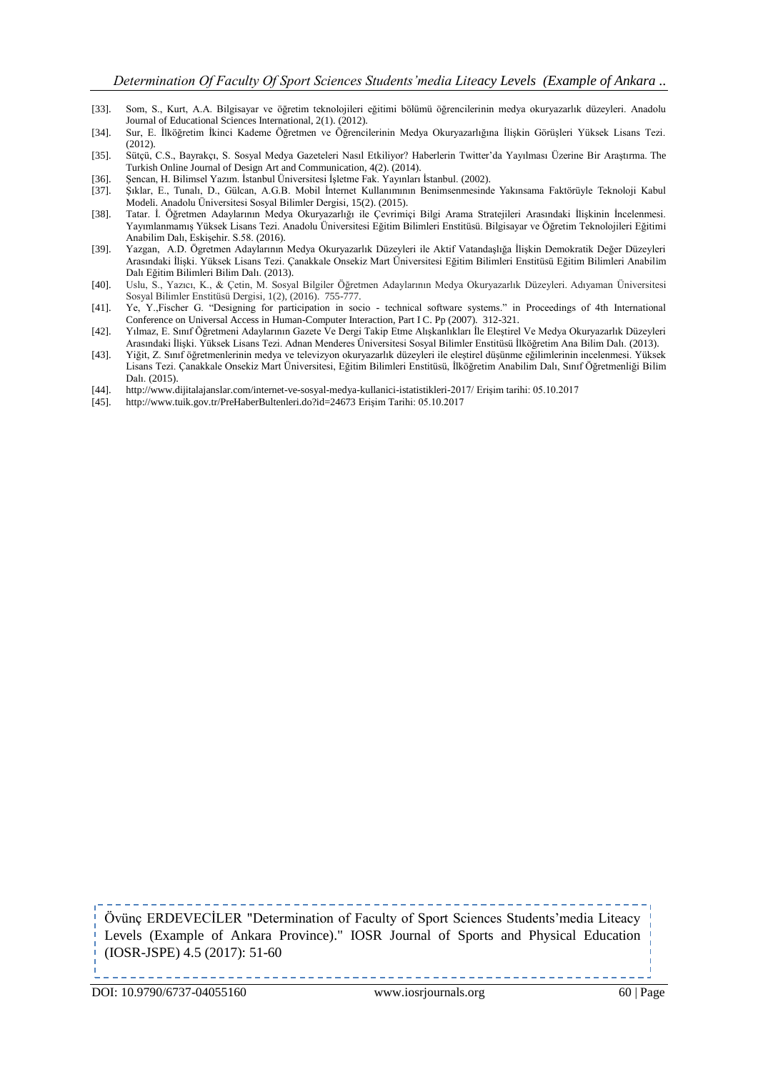[33]. Som, S., Kurt, A.A. Bilgisayar ve öğretim teknolojileri eğitimi bölümü öğrencilerinin medya okuryazarlık düzeyleri. Anadolu Journal of Educational Sciences International, 2(1). (2012).

[34]. Sur, E. İlköğretim İkinci Kademe Öğretmen ve Öğrencilerinin Medya Okuryazarlığına İlişkin Görüşleri Yüksek Lisans Tezi. (2012).

[35]. Sütçü, C.S., Bayrakçı, S. Sosyal Medya Gazeteleri Nasıl Etkiliyor? Haberlerin Twitter'da Yayılması Üzerine Bir Araştırma. The Turkish Online Journal of Design Art and Communication, 4(2). (2014).

[36]. Şencan, H. Bilimsel Yazım. İstanbul Üniversitesi İşletme Fak. Yayınları İstanbul. (2002).

[37]. Şıklar, E., Tunalı, D., Gülcan, A.G.B. Mobil İnternet Kullanımının Benimsenmesinde Yakınsama Faktörüyle Teknoloji Kabul Modeli. Anadolu Üniversitesi Sosyal Bilimler Dergisi, 15(2). (2015).

[38]. Tatar. İ. Öğretmen Adaylarının Medya Okuryazarlığı ile Çevrimiçi Bilgi Arama Stratejileri Arasındaki İlişkinin İncelenmesi. Yayımlanmamış Yüksek Lisans Tezi. Anadolu Üniversitesi Eğitim Bilimleri Enstitüsü. Bilgisayar ve Öğretim Teknolojileri Eğitimi Anabilim Dalı, Eskişehir. S.58. (2016).

[39]. Yazgan, A.D. Öğretmen Adaylarının Medya Okuryazarlık Düzeyleri ile Aktif Vatandaşlığa İlişkin Demokratik Değer Düzeyleri Arasındaki İlişki. Yüksek Lisans Tezi. Çanakkale Onsekiz Mart Üniversitesi Eğitim Bilimleri Enstitüsü Eğitim Bilimleri Anabilim Dalı Eğitim Bilimleri Bilim Dalı. (2013).

[40]. Uslu, S., Yazıcı, K., & Çetin, M. Sosyal Bilgiler Öğretmen Adaylarının Medya Okuryazarlık Düzeyleri. Adıyaman Üniversitesi Sosyal Bilimler Enstitüsü Dergisi, 1(2), (2016). 755-777.

[41]. Ye, Y.,Fischer G. "Designing for participation in socio - technical software systems." in Proceedings of 4th International Conference on Universal Access in Human-Computer Interaction, Part I C. Pp (2007). 312-321.

[42]. Yılmaz, E. Sınıf Öğretmeni Adaylarının Gazete Ve Dergi Takip Etme Alışkanlıkları İle Eleştirel Ve Medya Okuryazarlık Düzeyleri Arasındaki İlişki. Yüksek Lisans Tezi. Adnan Menderes Üniversitesi Sosyal Bilimler Enstitüsü İlköğretim Ana Bilim Dalı. (2013).

[43]. Yiğit, Z. Sınıf öğretmenlerinin medya ve televizyon okuryazarlık düzeyleri ile eleştirel düşünme eğilimlerinin incelenmesi. Yüksek Lisans Tezi. Çanakkale Onsekiz Mart Üniversitesi, Eğitim Bilimleri Enstitüsü, İlköğretim Anabilim Dalı, Sınıf Öğretmenliği Bilim Dalı. (2015).

[44]. http://www.dijitalajanslar.com/internet-ve-sosyal-medya-kullanici-istatistikleri-2017/ Erişim tarihi: 05.10.2017

[45]. http://www.tuik.gov.tr/PreHaberBultenleri.do?id=24673 Erişim Tarihi: 05.10.2017

Övünç ERDEVECİLER "Determination of Faculty of Sport Sciences Students'media Liteacy Levels (Example of Ankara Province)." IOSR Journal of Sports and Physical Education (IOSR-JSPE) 4.5 (2017): 51-60